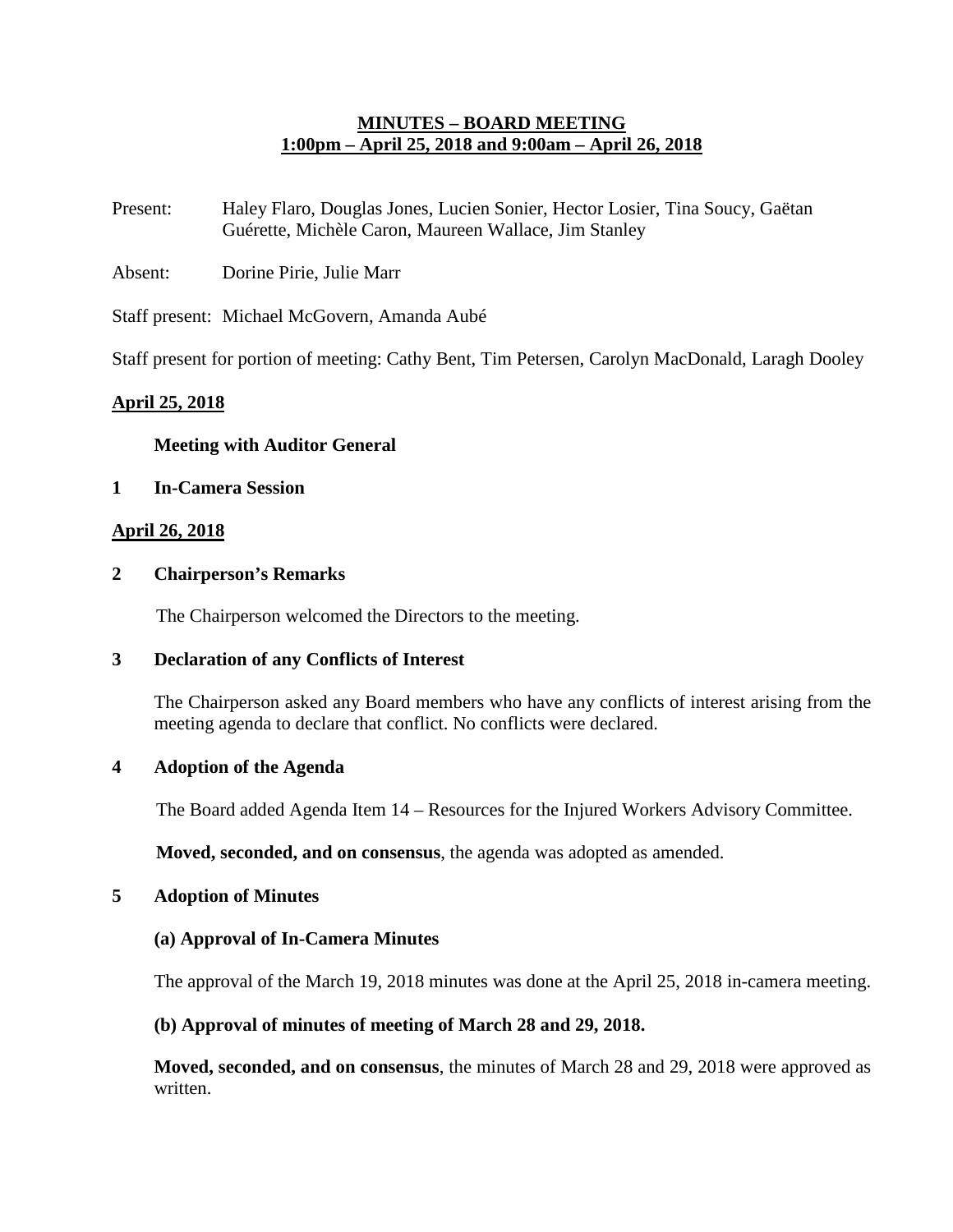# MINUTES – BOARD MEETING
## 1:00pm – April 25, 2018 and 9:00am – April 26, 2018

Present: Haley Flaro, Douglas Jones, Lucien Sonier, Hector Losier, Tina Soucy, Gaëtan Guérette, Michèle Caron, Maureen Wallace, Jim Stanley

Absent: Dorine Pirie, Julie Marr

Staff present: Michael McGovern, Amanda Aubé

Staff present for portion of meeting: Cathy Bent, Tim Petersen, Carolyn MacDonald, Laragh Dooley

## April 25, 2018

**Meeting with Auditor General**

### 1 In-Camera Session

## April 26, 2018

### 2 Chairperson's Remarks

The Chairperson welcomed the Directors to the meeting.

### 3 Declaration of any Conflicts of Interest

The Chairperson asked any Board members who have any conflicts of interest arising from the meeting agenda to declare that conflict. No conflicts were declared.

### 4 Adoption of the Agenda

The Board added Agenda Item 14 – Resources for the Injured Workers Advisory Committee.

**Moved, seconded, and on consensus**, the agenda was adopted as amended.

### 5 Adoption of Minutes

#### (a) Approval of In-Camera Minutes

The approval of the March 19, 2018 minutes was done at the April 25, 2018 in-camera meeting.

#### (b) Approval of minutes of meeting of March 28 and 29, 2018.

**Moved, seconded, and on consensus**, the minutes of March 28 and 29, 2018 were approved as written.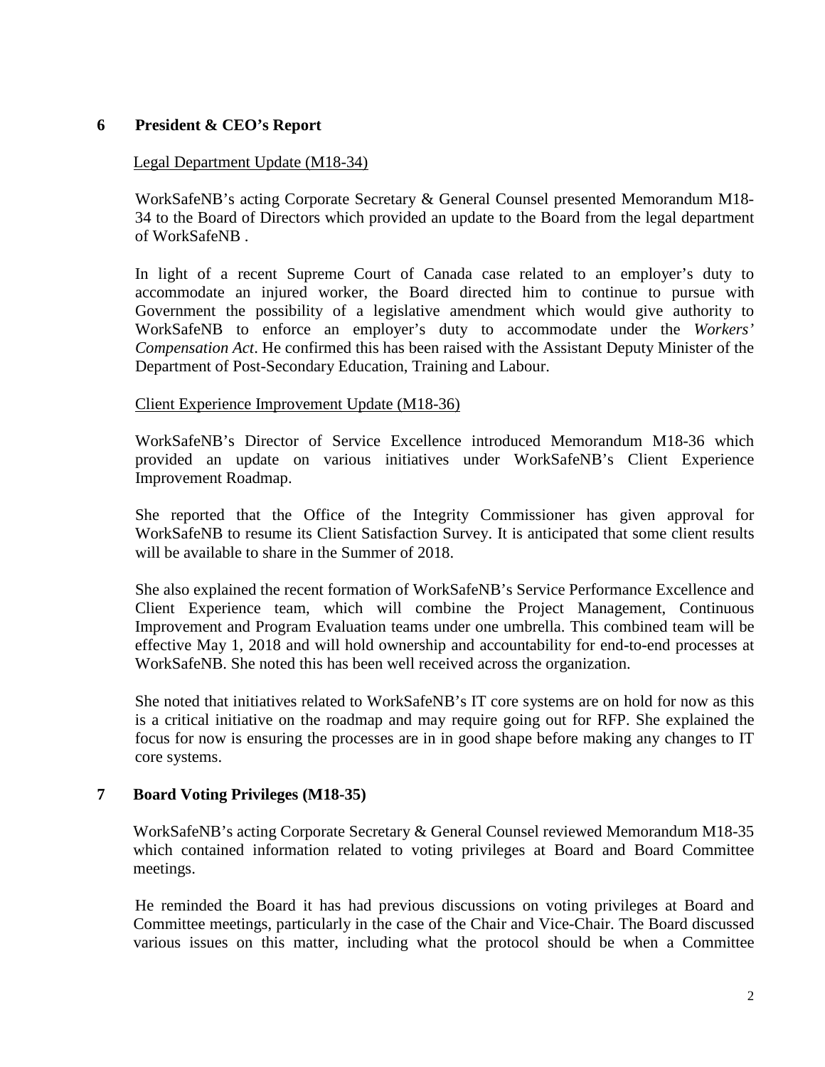## 6 President & CEO's Report

Legal Department Update (M18-34)

WorkSafeNB's acting Corporate Secretary & General Counsel presented Memorandum M18-34 to the Board of Directors which provided an update to the Board from the legal department of WorkSafeNB .

In light of a recent Supreme Court of Canada case related to an employer's duty to accommodate an injured worker, the Board directed him to continue to pursue with Government the possibility of a legislative amendment which would give authority to WorkSafeNB to enforce an employer's duty to accommodate under the *Workers' Compensation Act*. He confirmed this has been raised with the Assistant Deputy Minister of the Department of Post-Secondary Education, Training and Labour.

Client Experience Improvement Update (M18-36)

WorkSafeNB's Director of Service Excellence introduced Memorandum M18-36 which provided an update on various initiatives under WorkSafeNB's Client Experience Improvement Roadmap.

She reported that the Office of the Integrity Commissioner has given approval for WorkSafeNB to resume its Client Satisfaction Survey. It is anticipated that some client results will be available to share in the Summer of 2018.

She also explained the recent formation of WorkSafeNB's Service Performance Excellence and Client Experience team, which will combine the Project Management, Continuous Improvement and Program Evaluation teams under one umbrella. This combined team will be effective May 1, 2018 and will hold ownership and accountability for end-to-end processes at WorkSafeNB. She noted this has been well received across the organization.

She noted that initiatives related to WorkSafeNB's IT core systems are on hold for now as this is a critical initiative on the roadmap and may require going out for RFP. She explained the focus for now is ensuring the processes are in in good shape before making any changes to IT core systems.

## 7 Board Voting Privileges (M18-35)

WorkSafeNB's acting Corporate Secretary & General Counsel reviewed Memorandum M18-35 which contained information related to voting privileges at Board and Board Committee meetings.

He reminded the Board it has had previous discussions on voting privileges at Board and Committee meetings, particularly in the case of the Chair and Vice-Chair. The Board discussed various issues on this matter, including what the protocol should be when a Committee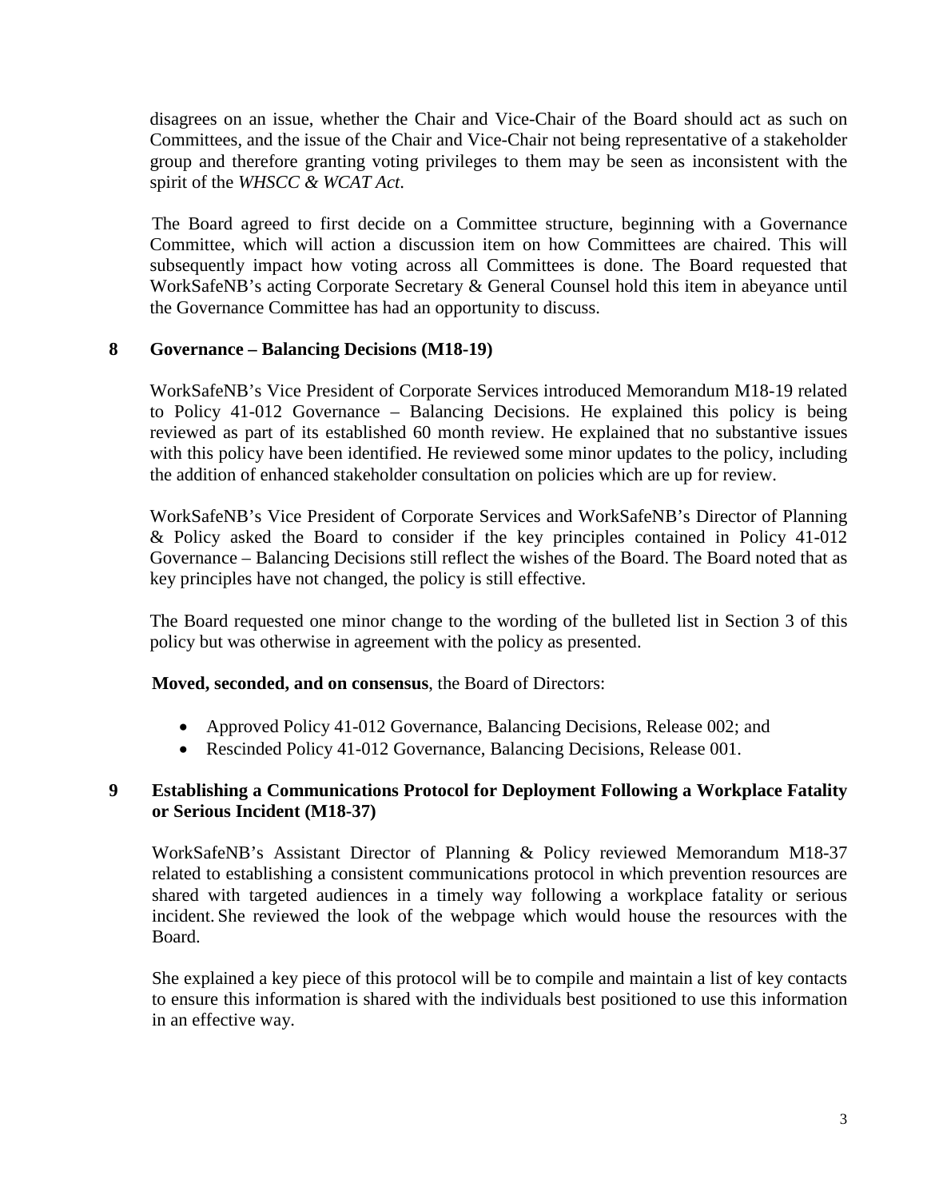disagrees on an issue, whether the Chair and Vice-Chair of the Board should act as such on Committees, and the issue of the Chair and Vice-Chair not being representative of a stakeholder group and therefore granting voting privileges to them may be seen as inconsistent with the spirit of the *WHSCC & WCAT Act*.

The Board agreed to first decide on a Committee structure, beginning with a Governance Committee, which will action a discussion item on how Committees are chaired. This will subsequently impact how voting across all Committees is done. The Board requested that WorkSafeNB's acting Corporate Secretary & General Counsel hold this item in abeyance until the Governance Committee has had an opportunity to discuss.

## 8 Governance – Balancing Decisions (M18-19)

WorkSafeNB's Vice President of Corporate Services introduced Memorandum M18-19 related to Policy 41-012 Governance – Balancing Decisions. He explained this policy is being reviewed as part of its established 60 month review. He explained that no substantive issues with this policy have been identified. He reviewed some minor updates to the policy, including the addition of enhanced stakeholder consultation on policies which are up for review.

WorkSafeNB's Vice President of Corporate Services and WorkSafeNB's Director of Planning & Policy asked the Board to consider if the key principles contained in Policy 41-012 Governance – Balancing Decisions still reflect the wishes of the Board. The Board noted that as key principles have not changed, the policy is still effective.

The Board requested one minor change to the wording of the bulleted list in Section 3 of this policy but was otherwise in agreement with the policy as presented.

**Moved, seconded, and on consensus**, the Board of Directors:

- Approved Policy 41-012 Governance, Balancing Decisions, Release 002; and
- Rescinded Policy 41-012 Governance, Balancing Decisions, Release 001.

## 9 Establishing a Communications Protocol for Deployment Following a Workplace Fatality or Serious Incident (M18-37)

WorkSafeNB's Assistant Director of Planning & Policy reviewed Memorandum M18-37 related to establishing a consistent communications protocol in which prevention resources are shared with targeted audiences in a timely way following a workplace fatality or serious incident. She reviewed the look of the webpage which would house the resources with the Board.

She explained a key piece of this protocol will be to compile and maintain a list of key contacts to ensure this information is shared with the individuals best positioned to use this information in an effective way.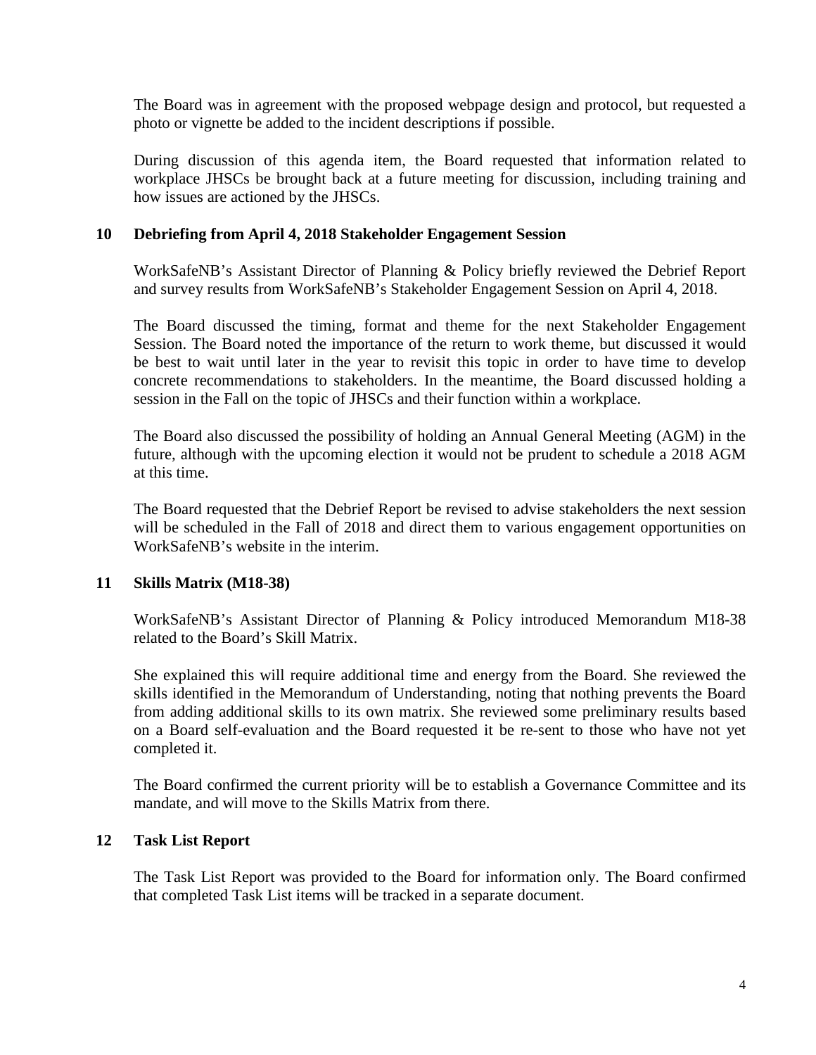The Board was in agreement with the proposed webpage design and protocol, but requested a photo or vignette be added to the incident descriptions if possible.

During discussion of this agenda item, the Board requested that information related to workplace JHSCs be brought back at a future meeting for discussion, including training and how issues are actioned by the JHSCs.

## 10 Debriefing from April 4, 2018 Stakeholder Engagement Session

WorkSafeNB's Assistant Director of Planning & Policy briefly reviewed the Debrief Report and survey results from WorkSafeNB's Stakeholder Engagement Session on April 4, 2018.

The Board discussed the timing, format and theme for the next Stakeholder Engagement Session. The Board noted the importance of the return to work theme, but discussed it would be best to wait until later in the year to revisit this topic in order to have time to develop concrete recommendations to stakeholders. In the meantime, the Board discussed holding a session in the Fall on the topic of JHSCs and their function within a workplace.

The Board also discussed the possibility of holding an Annual General Meeting (AGM) in the future, although with the upcoming election it would not be prudent to schedule a 2018 AGM at this time.

The Board requested that the Debrief Report be revised to advise stakeholders the next session will be scheduled in the Fall of 2018 and direct them to various engagement opportunities on WorkSafeNB's website in the interim.

## 11 Skills Matrix (M18-38)

WorkSafeNB's Assistant Director of Planning & Policy introduced Memorandum M18-38 related to the Board's Skill Matrix.

She explained this will require additional time and energy from the Board. She reviewed the skills identified in the Memorandum of Understanding, noting that nothing prevents the Board from adding additional skills to its own matrix. She reviewed some preliminary results based on a Board self-evaluation and the Board requested it be re-sent to those who have not yet completed it.

The Board confirmed the current priority will be to establish a Governance Committee and its mandate, and will move to the Skills Matrix from there.

## 12 Task List Report

The Task List Report was provided to the Board for information only. The Board confirmed that completed Task List items will be tracked in a separate document.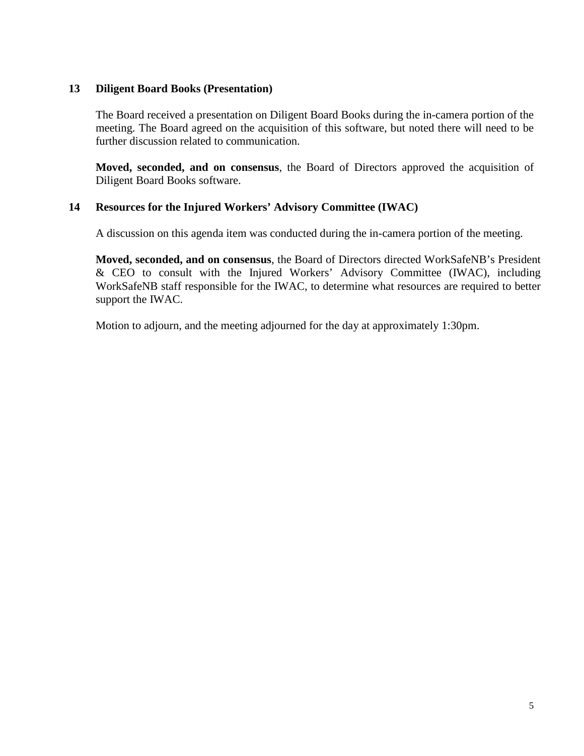### 13 Diligent Board Books (Presentation)

The Board received a presentation on Diligent Board Books during the in-camera portion of the meeting. The Board agreed on the acquisition of this software, but noted there will need to be further discussion related to communication.

**Moved, seconded, and on consensus**, the Board of Directors approved the acquisition of Diligent Board Books software.

### 14 Resources for the Injured Workers' Advisory Committee (IWAC)

A discussion on this agenda item was conducted during the in-camera portion of the meeting.

**Moved, seconded, and on consensus**, the Board of Directors directed WorkSafeNB's President & CEO to consult with the Injured Workers' Advisory Committee (IWAC), including WorkSafeNB staff responsible for the IWAC, to determine what resources are required to better support the IWAC.

Motion to adjourn, and the meeting adjourned for the day at approximately 1:30pm.